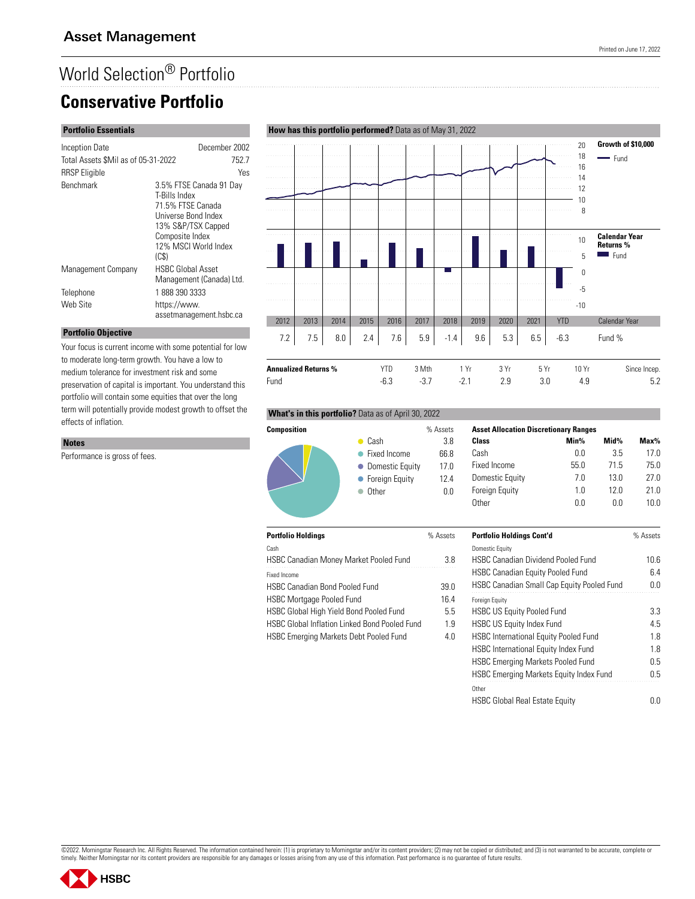# Asset Management

Printed on June 17, 2022

## World Selection® Portfolio

# Conservative Portfolio

### Portfolio Essentials

| | |
|---|---|
| Inception Date | December 2002 |
| Total Assets $Mil as of 05-31-2022 | 752.7 |
| RRSP Eligible | Yes |
| Benchmark | 3.5% FTSE Canada 91 Day T-Bills Index 71.5% FTSE Canada Universe Bond Index 13% S&P/TSX Capped Composite Index 12% MSCI World Index (C$) |
| Management Company | HSBC Global Asset Management (Canada) Ltd. |
| Telephone | 1 888 390 3333 |
| Web Site | https://www.assetmanagement.hsbc.ca |

### Portfolio Objective

Your focus is current income with some potential for low to moderate long-term growth. You have a low to medium tolerance for investment risk and some preservation of capital is important. You understand this portfolio will contain some equities that over the long term will potentially provide modest growth to offset the effects of inflation.

### Notes

Performance is gross of fees.

### How has this portfolio performed? Data as of May 31, 2022

Growth of $10,000 — Fund

Calendar Year Returns % — Fund

| | 2012 | 2013 | 2014 | 2015 | 2016 | 2017 | 2018 | 2019 | 2020 | 2021 | YTD |
|---|---|---|---|---|---|---|---|---|---|---|---|
| Fund % | 7.2 | 7.5 | 8.0 | 2.4 | 7.6 | 5.9 | -1.4 | 9.6 | 5.3 | 6.5 | -6.3 |

| Annualized Returns % | YTD | 3 Mth | 1 Yr | 3 Yr | 5 Yr | 10 Yr | Since Incep. |
|---|---|---|---|---|---|---|---|
| Fund | -6.3 | -3.7 | -2.1 | 2.9 | 3.0 | 4.9 | 5.2 |

### What's in this portfolio? Data as of April 30, 2022

| Composition | % Assets |
|---|---|
| Cash | 3.8 |
| Fixed Income | 66.8 |
| Domestic Equity | 17.0 |
| Foreign Equity | 12.4 |
| Other | 0.0 |

**Asset Allocation Discretionary Ranges**

| Class | Min% | Mid% | Max% |
|---|---|---|---|
| Cash | 0.0 | 3.5 | 17.0 |
| Fixed Income | 55.0 | 71.5 | 75.0 |
| Domestic Equity | 7.0 | 13.0 | 27.0 |
| Foreign Equity | 1.0 | 12.0 | 21.0 |
| Other | 0.0 | 0.0 | 10.0 |

| Portfolio Holdings | % Assets |
|---|---|
| *Cash* | |
| HSBC Canadian Money Market Pooled Fund | 3.8 |
| *Fixed Income* | |
| HSBC Canadian Bond Pooled Fund | 39.0 |
| HSBC Mortgage Pooled Fund | 16.4 |
| HSBC Global High Yield Bond Pooled Fund | 5.5 |
| HSBC Global Inflation Linked Bond Pooled Fund | 1.9 |
| HSBC Emerging Markets Debt Pooled Fund | 4.0 |
| *Domestic Equity* | |
| HSBC Canadian Dividend Pooled Fund | 10.6 |
| HSBC Canadian Equity Pooled Fund | 6.4 |
| HSBC Canadian Small Cap Equity Pooled Fund | 0.0 |
| *Foreign Equity* | |
| HSBC US Equity Pooled Fund | 3.3 |
| HSBC US Equity Index Fund | 4.5 |
| HSBC International Equity Pooled Fund | 1.8 |
| HSBC International Equity Index Fund | 1.8 |
| HSBC Emerging Markets Pooled Fund | 0.5 |
| HSBC Emerging Markets Equity Index Fund | 0.5 |
| *Other* | |
| HSBC Global Real Estate Equity | 0.0 |

©2022. Morningstar Research Inc. All Rights Reserved. The information contained herein: (1) is proprietary to Morningstar and/or its content providers; (2) may not be copied or distributed; and (3) is not warranted to be accurate, complete or timely. Neither Morningstar nor its content providers are responsible for any damages or losses arising from any use of this information. Past performance is no guarantee of future results.

HSBC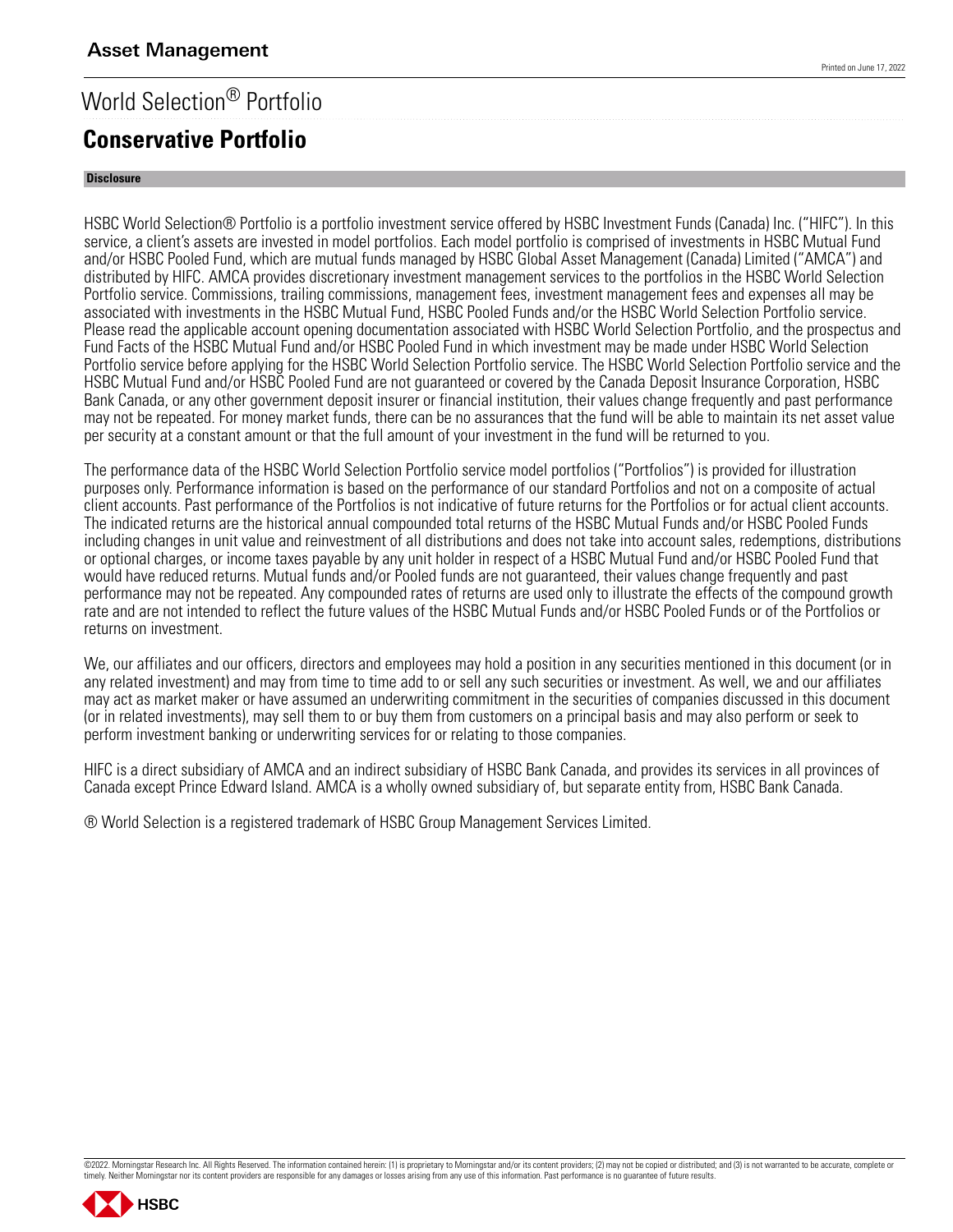# World Selection® Portfolio

## Conservative Portfolio

**Disclosure**

HSBC World Selection® Portfolio is a portfolio investment service offered by HSBC Investment Funds (Canada) Inc. ("HIFC"). In this service, a client's assets are invested in model portfolios. Each model portfolio is comprised of investments in HSBC Mutual Fund and/or HSBC Pooled Fund, which are mutual funds managed by HSBC Global Asset Management (Canada) Limited ("AMCA") and distributed by HIFC. AMCA provides discretionary investment management services to the portfolios in the HSBC World Selection Portfolio service. Commissions, trailing commissions, management fees, investment management fees and expenses all may be associated with investments in the HSBC Mutual Fund, HSBC Pooled Funds and/or the HSBC World Selection Portfolio service. Please read the applicable account opening documentation associated with HSBC World Selection Portfolio, and the prospectus and Fund Facts of the HSBC Mutual Fund and/or HSBC Pooled Fund in which investment may be made under HSBC World Selection Portfolio service before applying for the HSBC World Selection Portfolio service. The HSBC World Selection Portfolio service and the HSBC Mutual Fund and/or HSBC Pooled Fund are not guaranteed or covered by the Canada Deposit Insurance Corporation, HSBC Bank Canada, or any other government deposit insurer or financial institution, their values change frequently and past performance may not be repeated. For money market funds, there can be no assurances that the fund will be able to maintain its net asset value per security at a constant amount or that the full amount of your investment in the fund will be returned to you.

The performance data of the HSBC World Selection Portfolio service model portfolios ("Portfolios") is provided for illustration purposes only. Performance information is based on the performance of our standard Portfolios and not on a composite of actual client accounts. Past performance of the Portfolios is not indicative of future returns for the Portfolios or for actual client accounts. The indicated returns are the historical annual compounded total returns of the HSBC Mutual Funds and/or HSBC Pooled Funds including changes in unit value and reinvestment of all distributions and does not take into account sales, redemptions, distributions or optional charges, or income taxes payable by any unit holder in respect of a HSBC Mutual Fund and/or HSBC Pooled Fund that would have reduced returns. Mutual funds and/or Pooled funds are not guaranteed, their values change frequently and past performance may not be repeated. Any compounded rates of returns are used only to illustrate the effects of the compound growth rate and are not intended to reflect the future values of the HSBC Mutual Funds and/or HSBC Pooled Funds or of the Portfolios or returns on investment.

We, our affiliates and our officers, directors and employees may hold a position in any securities mentioned in this document (or in any related investment) and may from time to time add to or sell any such securities or investment. As well, we and our affiliates may act as market maker or have assumed an underwriting commitment in the securities of companies discussed in this document (or in related investments), may sell them to or buy them from customers on a principal basis and may also perform or seek to perform investment banking or underwriting services for or relating to those companies.

HIFC is a direct subsidiary of AMCA and an indirect subsidiary of HSBC Bank Canada, and provides its services in all provinces of Canada except Prince Edward Island. AMCA is a wholly owned subsidiary of, but separate entity from, HSBC Bank Canada.

® World Selection is a registered trademark of HSBC Group Management Services Limited.